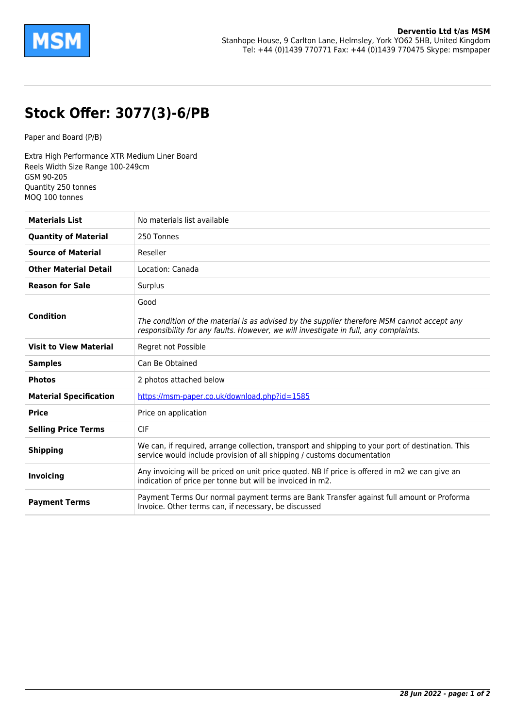**Derventio Ltd t/as MSM**
Stanhope House, 9 Carlton Lane, Helmsley, York YO62 5HB, United Kingdom
Tel: +44 (0)1439 770771 Fax: +44 (0)1439 770475 Skype: msmpaper

# Stock Offer: 3077(3)-6/PB

Paper and Board (P/B)

Extra High Performance XTR Medium Liner Board
Reels Width Size Range 100-249cm
GSM 90-205
Quantity 250 tonnes
MOQ 100 tonnes

| | |
|---|---|
| **Materials List** | No materials list available |
| **Quantity of Material** | 250 Tonnes |
| **Source of Material** | Reseller |
| **Other Material Detail** | Location: Canada |
| **Reason for Sale** | Surplus |
| **Condition** | Good<br><br>*The condition of the material is as advised by the supplier therefore MSM cannot accept any responsibility for any faults. However, we will investigate in full, any complaints.* |
| **Visit to View Material** | Regret not Possible |
| **Samples** | Can Be Obtained |
| **Photos** | 2 photos attached below |
| **Material Specification** | https://msm-paper.co.uk/download.php?id=1585 |
| **Price** | Price on application |
| **Selling Price Terms** | CIF |
| **Shipping** | We can, if required, arrange collection, transport and shipping to your port of destination. This service would include provision of all shipping / customs documentation |
| **Invoicing** | Any invoicing will be priced on unit price quoted. NB If price is offered in m2 we can give an indication of price per tonne but will be invoiced in m2. |
| **Payment Terms** | Payment Terms Our normal payment terms are Bank Transfer against full amount or Proforma Invoice. Other terms can, if necessary, be discussed |

*28 Jun 2022*